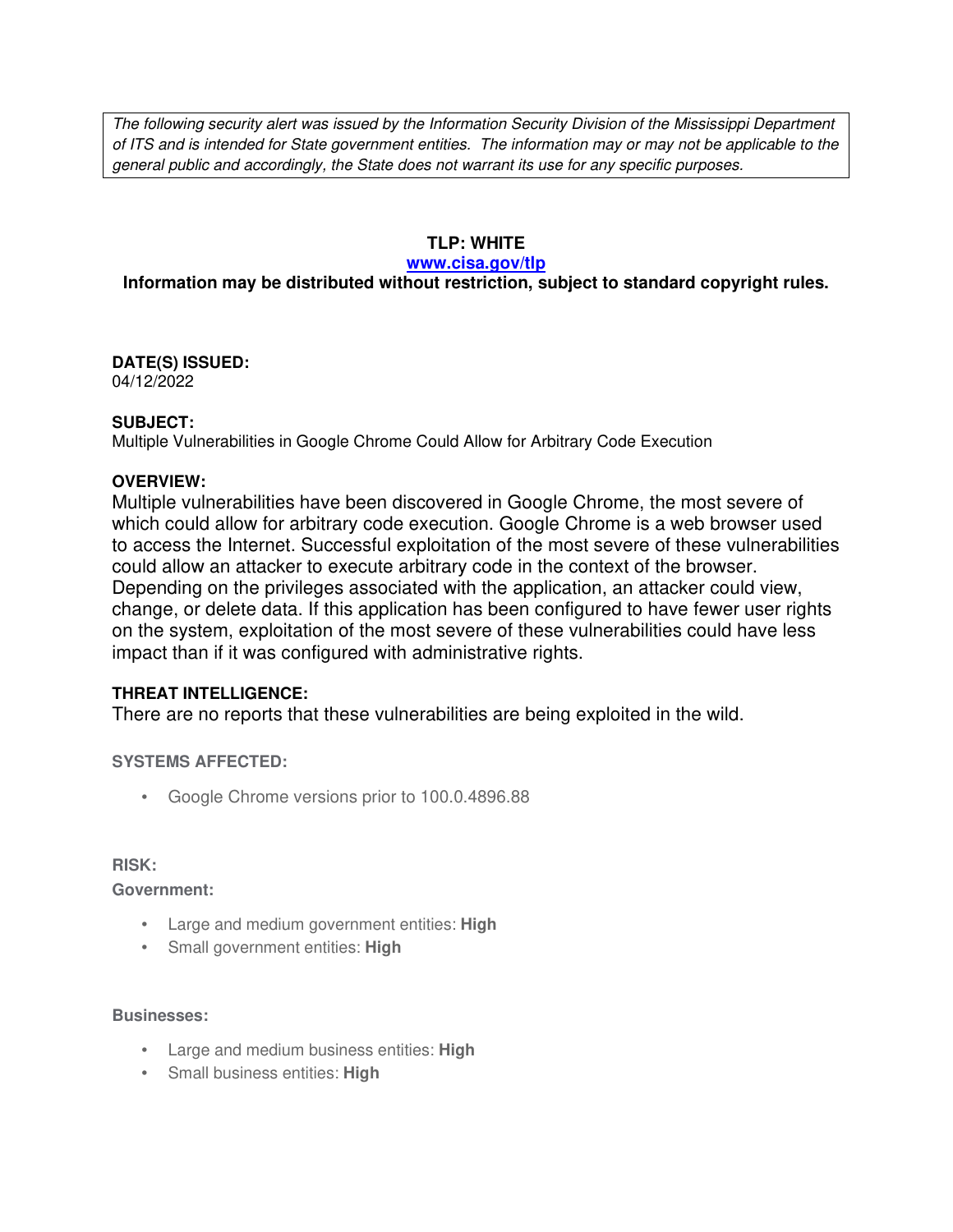*The following security alert was issued by the Information Security Division of the Mississippi Department of ITS and is intended for State government entities. The information may or may not be applicable to the general public and accordingly, the State does not warrant its use for any specific purposes.*

**TLP: WHITE**

**[www.cisa.gov/tlp](http://www.cisa.gov/tlp)**

**Information may be distributed without restriction, subject to standard copyright rules.**

**DATE(S) ISSUED:**

04/12/2022

**SUBJECT:**

Multiple Vulnerabilities in Google Chrome Could Allow for Arbitrary Code Execution

**OVERVIEW:**

Multiple vulnerabilities have been discovered in Google Chrome, the most severe of which could allow for arbitrary code execution. Google Chrome is a web browser used to access the Internet. Successful exploitation of the most severe of these vulnerabilities could allow an attacker to execute arbitrary code in the context of the browser. Depending on the privileges associated with the application, an attacker could view, change, or delete data. If this application has been configured to have fewer user rights on the system, exploitation of the most severe of these vulnerabilities could have less impact than if it was configured with administrative rights.

**THREAT INTELLIGENCE:**

There are no reports that these vulnerabilities are being exploited in the wild.

**SYSTEMS AFFECTED:**

- Google Chrome versions prior to 100.0.4896.88

**RISK:**

**Government:**

- Large and medium government entities: **High**
- Small government entities: **High**

**Businesses:**

- Large and medium business entities: **High**
- Small business entities: **High**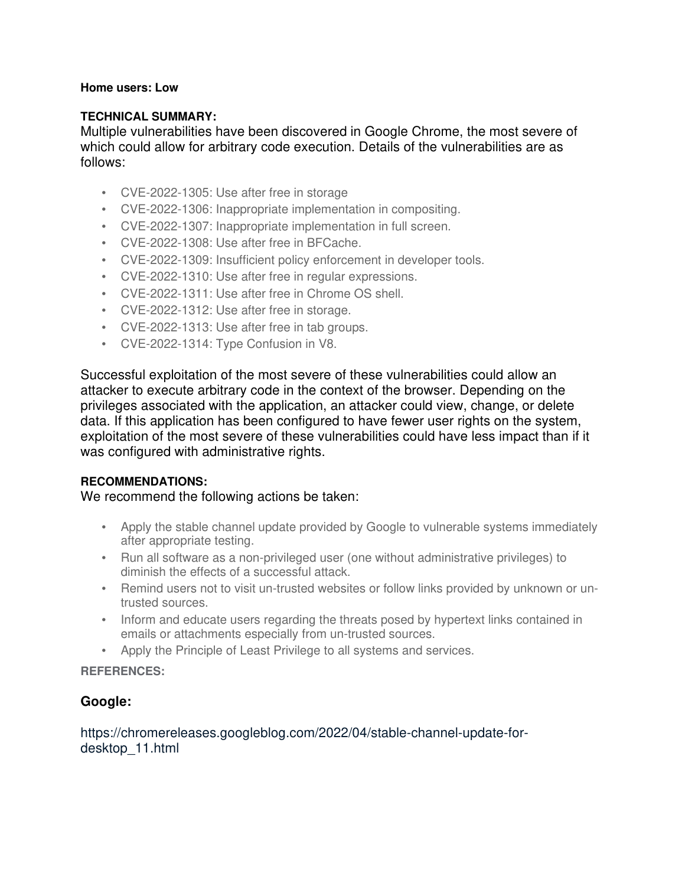**Home users: Low**

**TECHNICAL SUMMARY:**

Multiple vulnerabilities have been discovered in Google Chrome, the most severe of which could allow for arbitrary code execution. Details of the vulnerabilities are as follows:

- CVE-2022-1305: Use after free in storage
- CVE-2022-1306: Inappropriate implementation in compositing.
- CVE-2022-1307: Inappropriate implementation in full screen.
- CVE-2022-1308: Use after free in BFCache.
- CVE-2022-1309: Insufficient policy enforcement in developer tools.
- CVE-2022-1310: Use after free in regular expressions.
- CVE-2022-1311: Use after free in Chrome OS shell.
- CVE-2022-1312: Use after free in storage.
- CVE-2022-1313: Use after free in tab groups.
- CVE-2022-1314: Type Confusion in V8.

Successful exploitation of the most severe of these vulnerabilities could allow an attacker to execute arbitrary code in the context of the browser. Depending on the privileges associated with the application, an attacker could view, change, or delete data. If this application has been configured to have fewer user rights on the system, exploitation of the most severe of these vulnerabilities could have less impact than if it was configured with administrative rights.

**RECOMMENDATIONS:**

We recommend the following actions be taken:

- Apply the stable channel update provided by Google to vulnerable systems immediately after appropriate testing.
- Run all software as a non-privileged user (one without administrative privileges) to diminish the effects of a successful attack.
- Remind users not to visit un-trusted websites or follow links provided by unknown or un-trusted sources.
- Inform and educate users regarding the threats posed by hypertext links contained in emails or attachments especially from un-trusted sources.
- Apply the Principle of Least Privilege to all systems and services.

**REFERENCES:**

### Google:

https://chromereleases.googleblog.com/2022/04/stable-channel-update-for-desktop_11.html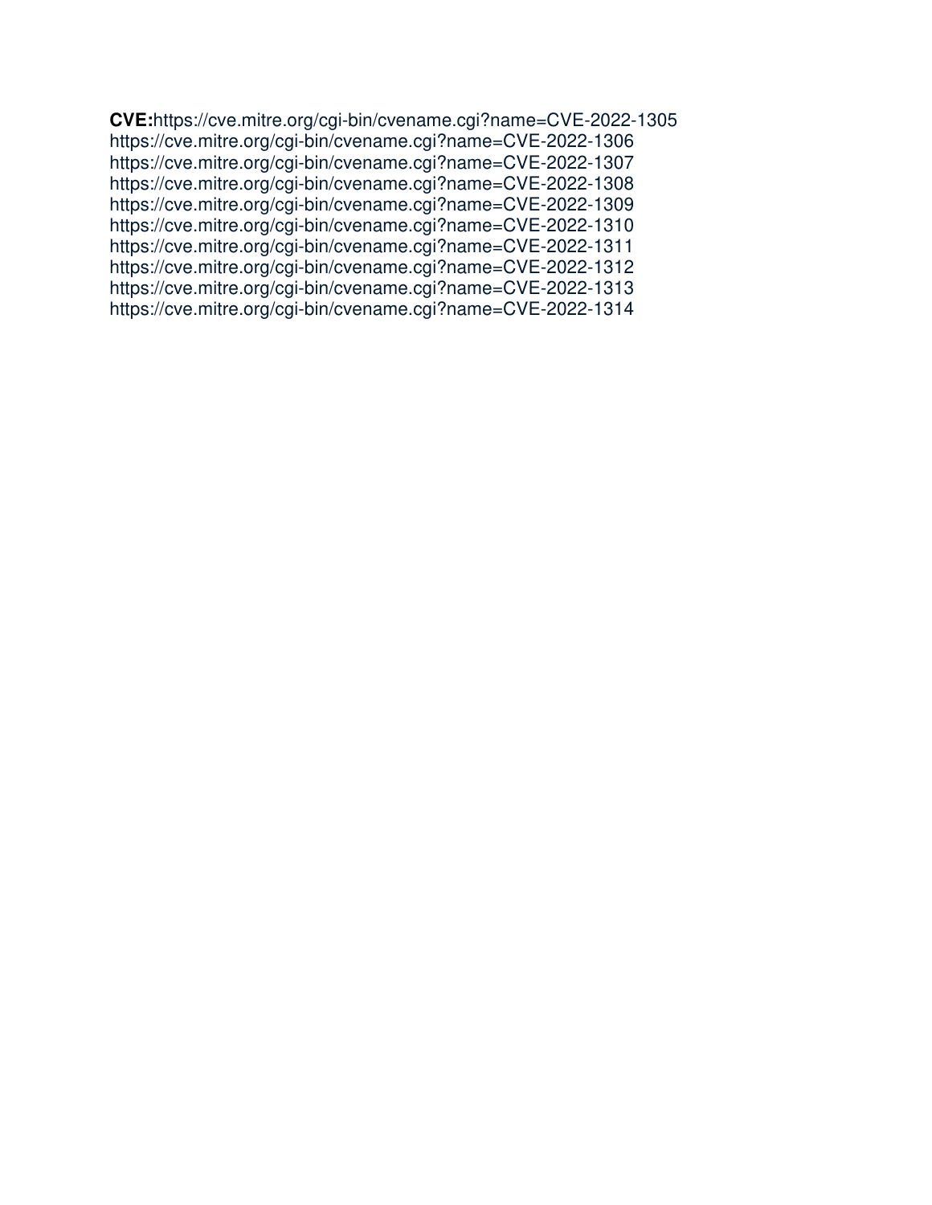**CVE:**https://cve.mitre.org/cgi-bin/cvename.cgi?name=CVE-2022-1305
https://cve.mitre.org/cgi-bin/cvename.cgi?name=CVE-2022-1306
https://cve.mitre.org/cgi-bin/cvename.cgi?name=CVE-2022-1307
https://cve.mitre.org/cgi-bin/cvename.cgi?name=CVE-2022-1308
https://cve.mitre.org/cgi-bin/cvename.cgi?name=CVE-2022-1309
https://cve.mitre.org/cgi-bin/cvename.cgi?name=CVE-2022-1310
https://cve.mitre.org/cgi-bin/cvename.cgi?name=CVE-2022-1311
https://cve.mitre.org/cgi-bin/cvename.cgi?name=CVE-2022-1312
https://cve.mitre.org/cgi-bin/cvename.cgi?name=CVE-2022-1313
https://cve.mitre.org/cgi-bin/cvename.cgi?name=CVE-2022-1314